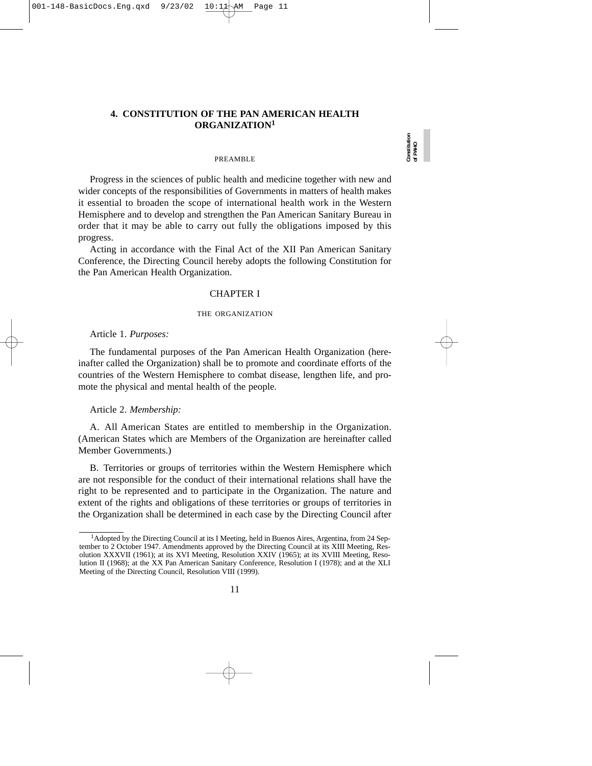# 4. CONSTITUTION OF THE PAN AMERICAN HEALTH ORGANIZATION[1]

## PREAMBLE

Progress in the sciences of public health and medicine together with new and wider concepts of the responsibilities of Governments in matters of health makes it essential to broaden the scope of international health work in the Western Hemisphere and to develop and strengthen the Pan American Sanitary Bureau in order that it may be able to carry out fully the obligations imposed by this progress.

Acting in accordance with the Final Act of the XII Pan American Sanitary Conference, the Directing Council hereby adopts the following Constitution for the Pan American Health Organization.

## CHAPTER I

### THE ORGANIZATION

Article 1. *Purposes:*

The fundamental purposes of the Pan American Health Organization (hereinafter called the Organization) shall be to promote and coordinate efforts of the countries of the Western Hemisphere to combat disease, lengthen life, and promote the physical and mental health of the people.

Article 2. *Membership:*

A. All American States are entitled to membership in the Organization. (American States which are Members of the Organization are hereinafter called Member Governments.)

B. Territories or groups of territories within the Western Hemisphere which are not responsible for the conduct of their international relations shall have the right to be represented and to participate in the Organization. The nature and extent of the rights and obligations of these territories or groups of territories in the Organization shall be determined in each case by the Directing Council after

---

[1] Adopted by the Directing Council at its I Meeting, held in Buenos Aires, Argentina, from 24 September to 2 October 1947. Amendments approved by the Directing Council at its XIII Meeting, Resolution XXXVII (1961); at its XVI Meeting, Resolution XXIV (1965); at its XVIII Meeting, Resolution II (1968); at the XX Pan American Sanitary Conference, Resolution I (1978); and at the XLI Meeting of the Directing Council, Resolution VIII (1999).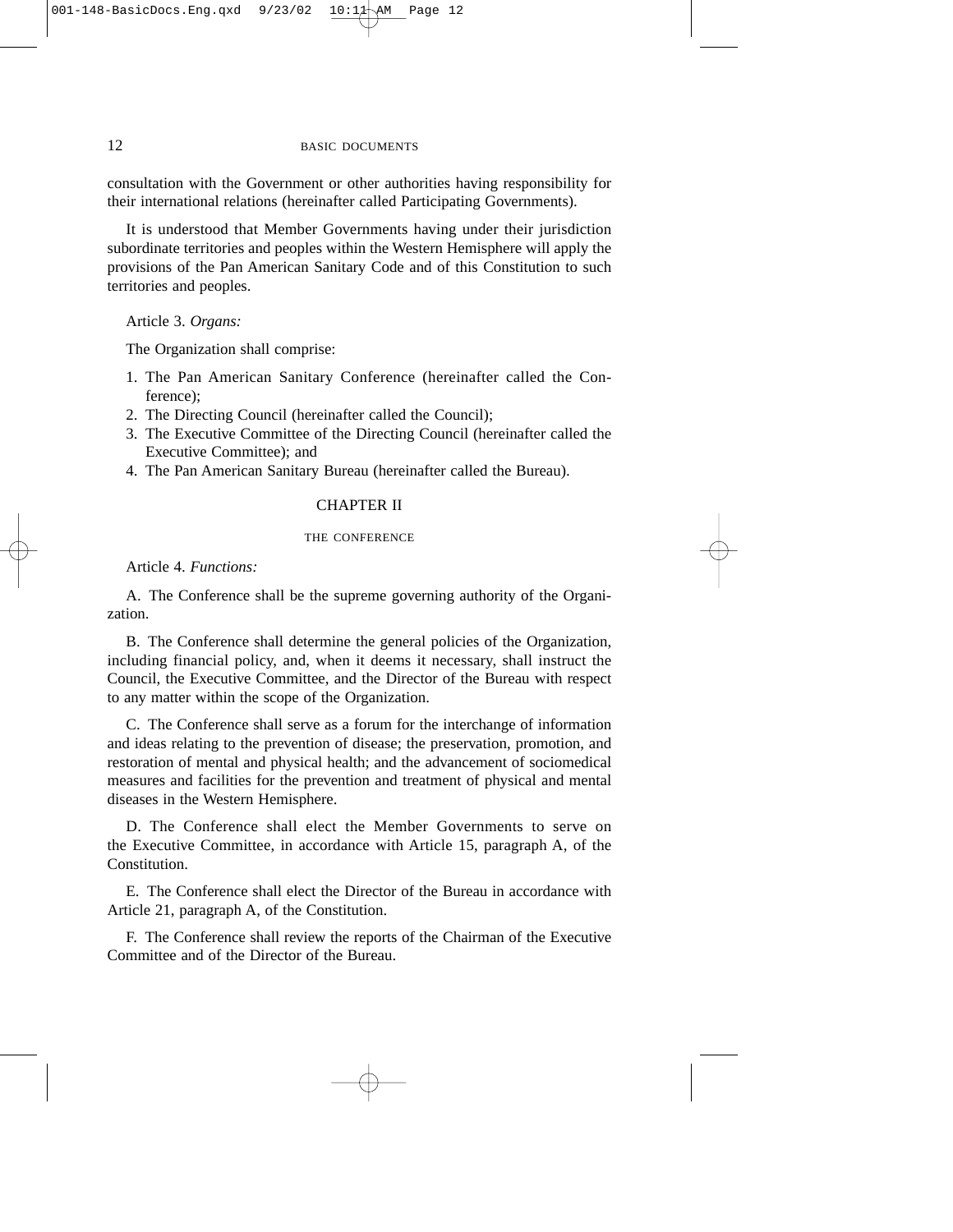consultation with the Government or other authorities having responsibility for their international relations (hereinafter called Participating Governments).

It is understood that Member Governments having under their jurisdiction subordinate territories and peoples within the Western Hemisphere will apply the provisions of the Pan American Sanitary Code and of this Constitution to such territories and peoples.

Article 3. *Organs:*

The Organization shall comprise:

1. The Pan American Sanitary Conference (hereinafter called the Conference);
2. The Directing Council (hereinafter called the Council);
3. The Executive Committee of the Directing Council (hereinafter called the Executive Committee); and
4. The Pan American Sanitary Bureau (hereinafter called the Bureau).

## CHAPTER II

### THE CONFERENCE

Article 4. *Functions:*

A. The Conference shall be the supreme governing authority of the Organization.

B. The Conference shall determine the general policies of the Organization, including financial policy, and, when it deems it necessary, shall instruct the Council, the Executive Committee, and the Director of the Bureau with respect to any matter within the scope of the Organization.

C. The Conference shall serve as a forum for the interchange of information and ideas relating to the prevention of disease; the preservation, promotion, and restoration of mental and physical health; and the advancement of sociomedical measures and facilities for the prevention and treatment of physical and mental diseases in the Western Hemisphere.

D. The Conference shall elect the Member Governments to serve on the Executive Committee, in accordance with Article 15, paragraph A, of the Constitution.

E. The Conference shall elect the Director of the Bureau in accordance with Article 21, paragraph A, of the Constitution.

F. The Conference shall review the reports of the Chairman of the Executive Committee and of the Director of the Bureau.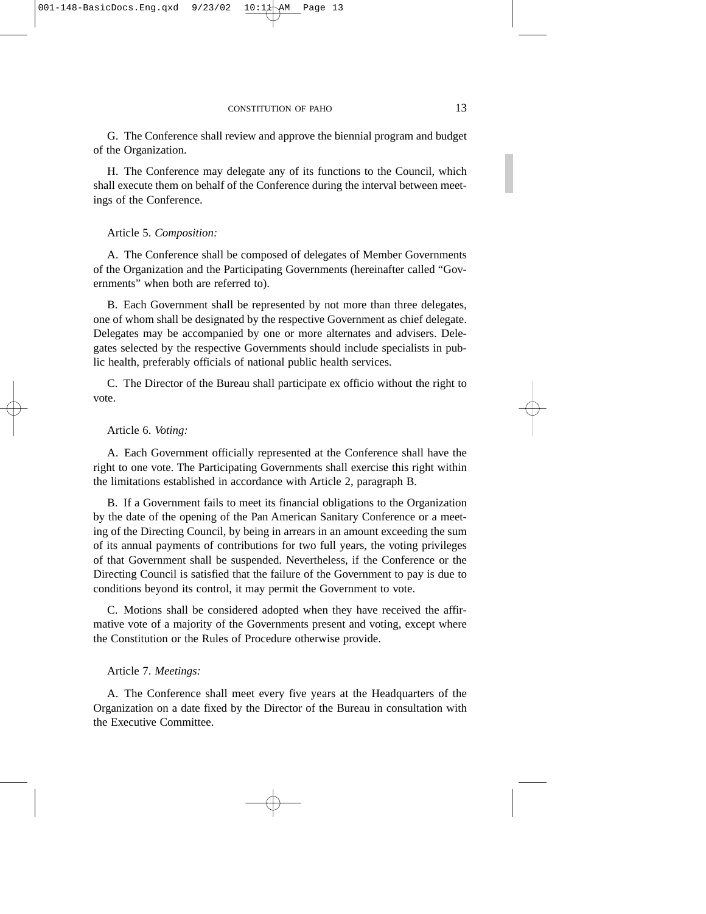G. The Conference shall review and approve the biennial program and budget of the Organization.

H. The Conference may delegate any of its functions to the Council, which shall execute them on behalf of the Conference during the interval between meetings of the Conference.

Article 5. *Composition:*

A. The Conference shall be composed of delegates of Member Governments of the Organization and the Participating Governments (hereinafter called "Governments" when both are referred to).

B. Each Government shall be represented by not more than three delegates, one of whom shall be designated by the respective Government as chief delegate. Delegates may be accompanied by one or more alternates and advisers. Delegates selected by the respective Governments should include specialists in public health, preferably officials of national public health services.

C. The Director of the Bureau shall participate ex officio without the right to vote.

Article 6. *Voting:*

A. Each Government officially represented at the Conference shall have the right to one vote. The Participating Governments shall exercise this right within the limitations established in accordance with Article 2, paragraph B.

B. If a Government fails to meet its financial obligations to the Organization by the date of the opening of the Pan American Sanitary Conference or a meeting of the Directing Council, by being in arrears in an amount exceeding the sum of its annual payments of contributions for two full years, the voting privileges of that Government shall be suspended. Nevertheless, if the Conference or the Directing Council is satisfied that the failure of the Government to pay is due to conditions beyond its control, it may permit the Government to vote.

C. Motions shall be considered adopted when they have received the affirmative vote of a majority of the Governments present and voting, except where the Constitution or the Rules of Procedure otherwise provide.

Article 7. *Meetings:*

A. The Conference shall meet every five years at the Headquarters of the Organization on a date fixed by the Director of the Bureau in consultation with the Executive Committee.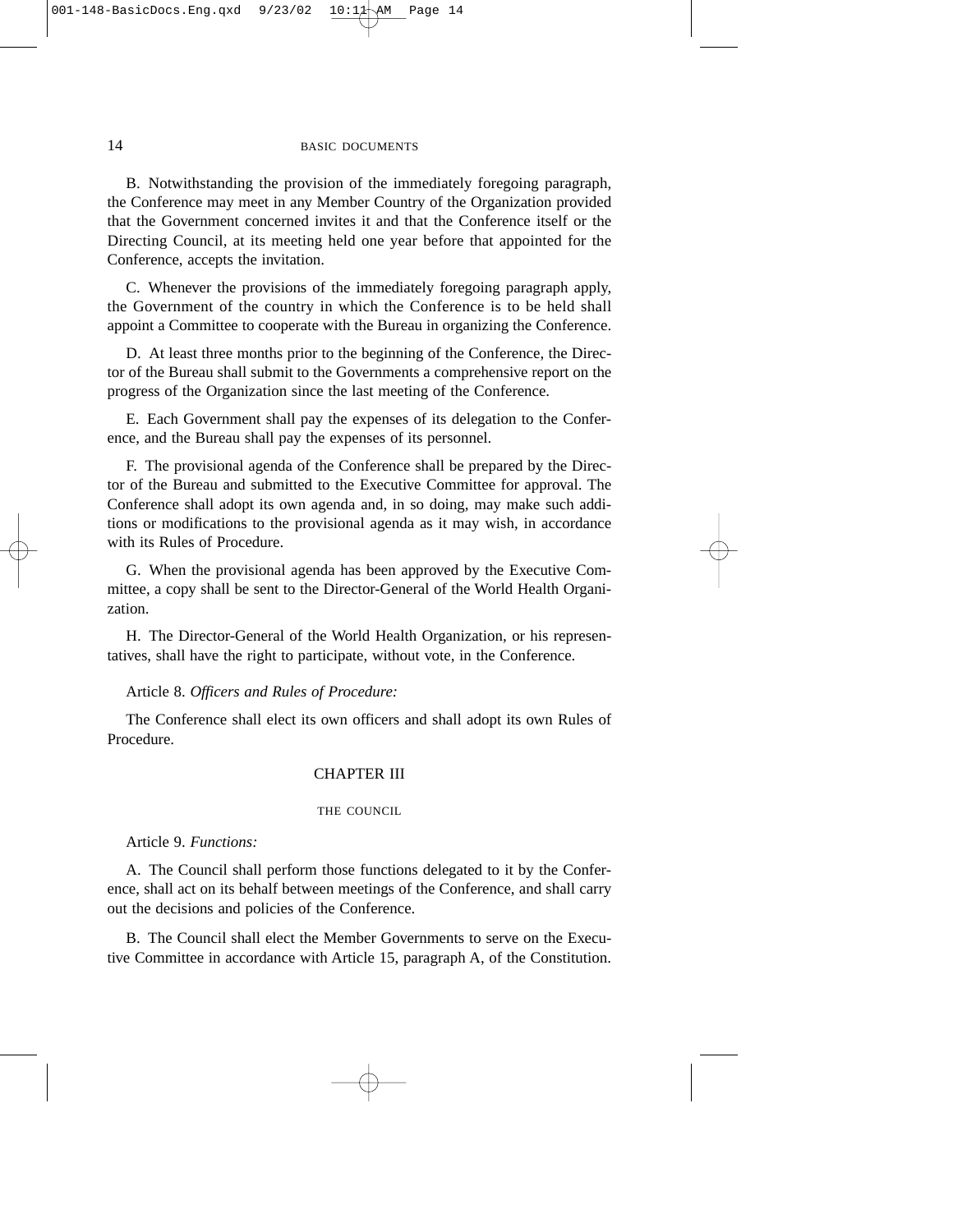B. Notwithstanding the provision of the immediately foregoing paragraph, the Conference may meet in any Member Country of the Organization provided that the Government concerned invites it and that the Conference itself or the Directing Council, at its meeting held one year before that appointed for the Conference, accepts the invitation.

C. Whenever the provisions of the immediately foregoing paragraph apply, the Government of the country in which the Conference is to be held shall appoint a Committee to cooperate with the Bureau in organizing the Conference.

D. At least three months prior to the beginning of the Conference, the Director of the Bureau shall submit to the Governments a comprehensive report on the progress of the Organization since the last meeting of the Conference.

E. Each Government shall pay the expenses of its delegation to the Conference, and the Bureau shall pay the expenses of its personnel.

F. The provisional agenda of the Conference shall be prepared by the Director of the Bureau and submitted to the Executive Committee for approval. The Conference shall adopt its own agenda and, in so doing, may make such additions or modifications to the provisional agenda as it may wish, in accordance with its Rules of Procedure.

G. When the provisional agenda has been approved by the Executive Committee, a copy shall be sent to the Director-General of the World Health Organization.

H. The Director-General of the World Health Organization, or his representatives, shall have the right to participate, without vote, in the Conference.

Article 8. *Officers and Rules of Procedure:*

The Conference shall elect its own officers and shall adopt its own Rules of Procedure.

## CHAPTER III

### THE COUNCIL

Article 9. *Functions:*

A. The Council shall perform those functions delegated to it by the Conference, shall act on its behalf between meetings of the Conference, and shall carry out the decisions and policies of the Conference.

B. The Council shall elect the Member Governments to serve on the Executive Committee in accordance with Article 15, paragraph A, of the Constitution.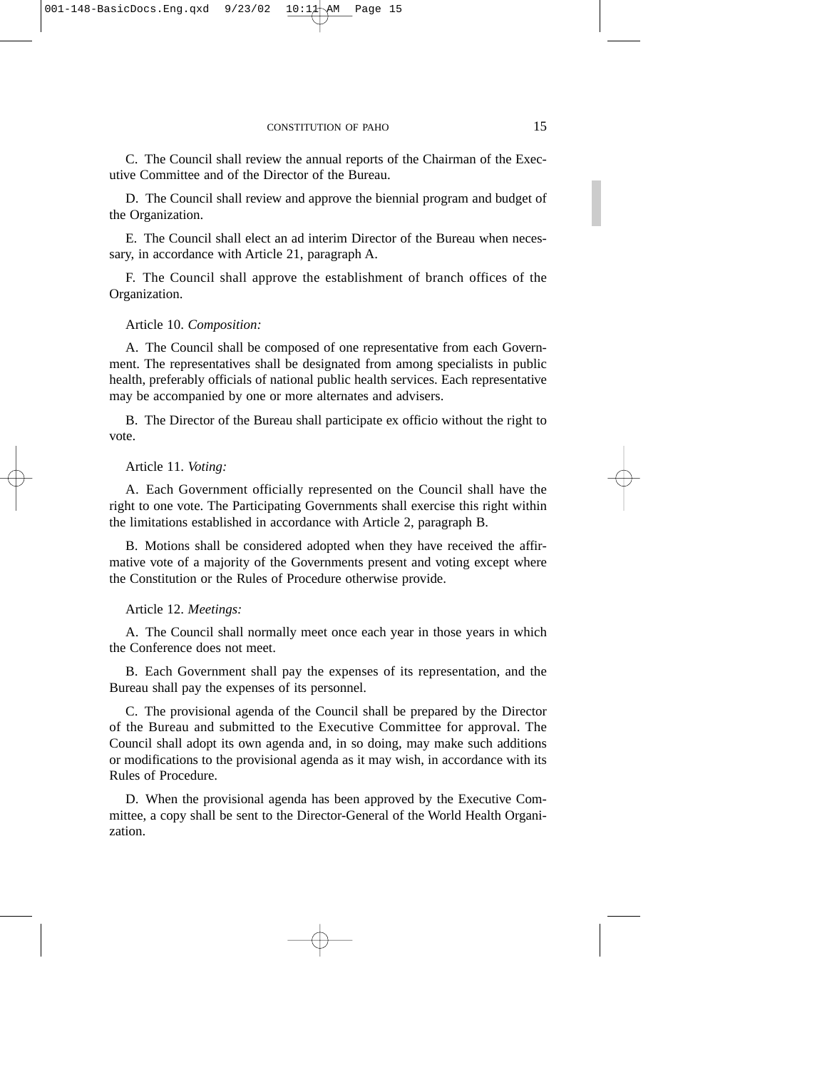C. The Council shall review the annual reports of the Chairman of the Executive Committee and of the Director of the Bureau.

D. The Council shall review and approve the biennial program and budget of the Organization.

E. The Council shall elect an ad interim Director of the Bureau when necessary, in accordance with Article 21, paragraph A.

F. The Council shall approve the establishment of branch offices of the Organization.

Article 10. *Composition:*

A. The Council shall be composed of one representative from each Government. The representatives shall be designated from among specialists in public health, preferably officials of national public health services. Each representative may be accompanied by one or more alternates and advisers.

B. The Director of the Bureau shall participate ex officio without the right to vote.

Article 11. *Voting:*

A. Each Government officially represented on the Council shall have the right to one vote. The Participating Governments shall exercise this right within the limitations established in accordance with Article 2, paragraph B.

B. Motions shall be considered adopted when they have received the affirmative vote of a majority of the Governments present and voting except where the Constitution or the Rules of Procedure otherwise provide.

Article 12. *Meetings:*

A. The Council shall normally meet once each year in those years in which the Conference does not meet.

B. Each Government shall pay the expenses of its representation, and the Bureau shall pay the expenses of its personnel.

C. The provisional agenda of the Council shall be prepared by the Director of the Bureau and submitted to the Executive Committee for approval. The Council shall adopt its own agenda and, in so doing, may make such additions or modifications to the provisional agenda as it may wish, in accordance with its Rules of Procedure.

D. When the provisional agenda has been approved by the Executive Committee, a copy shall be sent to the Director-General of the World Health Organization.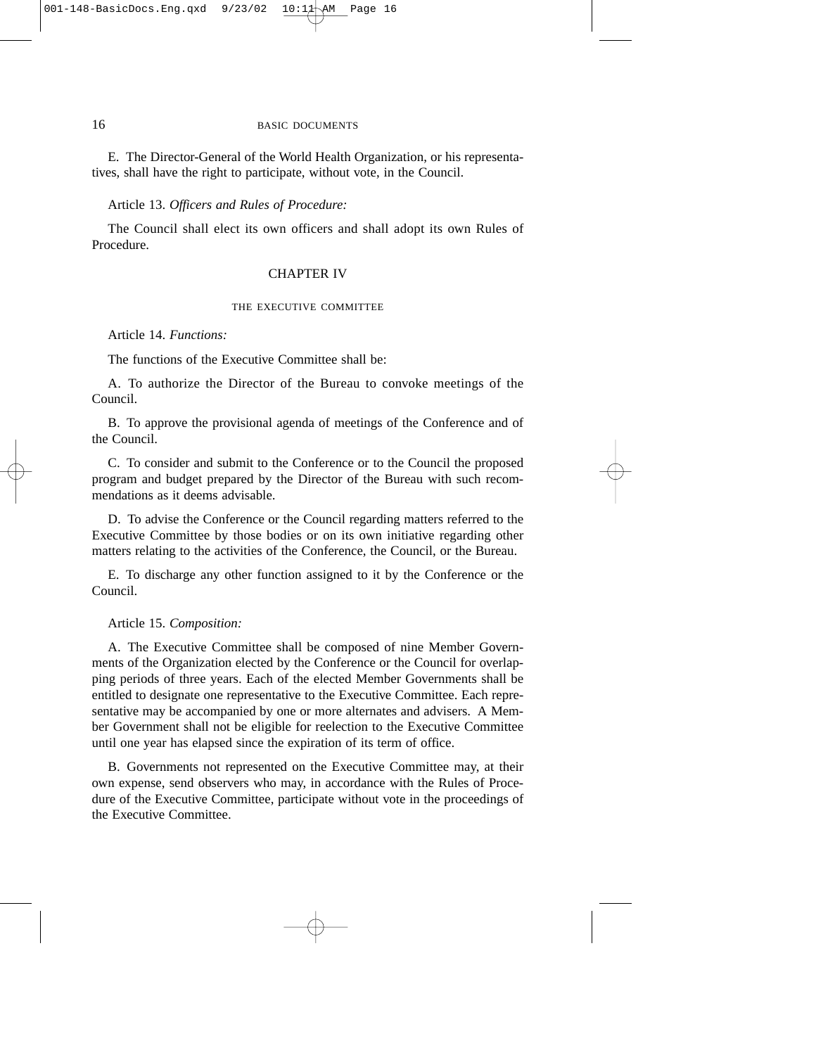E. The Director-General of the World Health Organization, or his representatives, shall have the right to participate, without vote, in the Council.

Article 13. *Officers and Rules of Procedure:*

The Council shall elect its own officers and shall adopt its own Rules of Procedure.

## CHAPTER IV

### THE EXECUTIVE COMMITTEE

Article 14. *Functions:*

The functions of the Executive Committee shall be:

A. To authorize the Director of the Bureau to convoke meetings of the Council.

B. To approve the provisional agenda of meetings of the Conference and of the Council.

C. To consider and submit to the Conference or to the Council the proposed program and budget prepared by the Director of the Bureau with such recommendations as it deems advisable.

D. To advise the Conference or the Council regarding matters referred to the Executive Committee by those bodies or on its own initiative regarding other matters relating to the activities of the Conference, the Council, or the Bureau.

E. To discharge any other function assigned to it by the Conference or the Council.

Article 15. *Composition:*

A. The Executive Committee shall be composed of nine Member Governments of the Organization elected by the Conference or the Council for overlapping periods of three years. Each of the elected Member Governments shall be entitled to designate one representative to the Executive Committee. Each representative may be accompanied by one or more alternates and advisers. A Member Government shall not be eligible for reelection to the Executive Committee until one year has elapsed since the expiration of its term of office.

B. Governments not represented on the Executive Committee may, at their own expense, send observers who may, in accordance with the Rules of Procedure of the Executive Committee, participate without vote in the proceedings of the Executive Committee.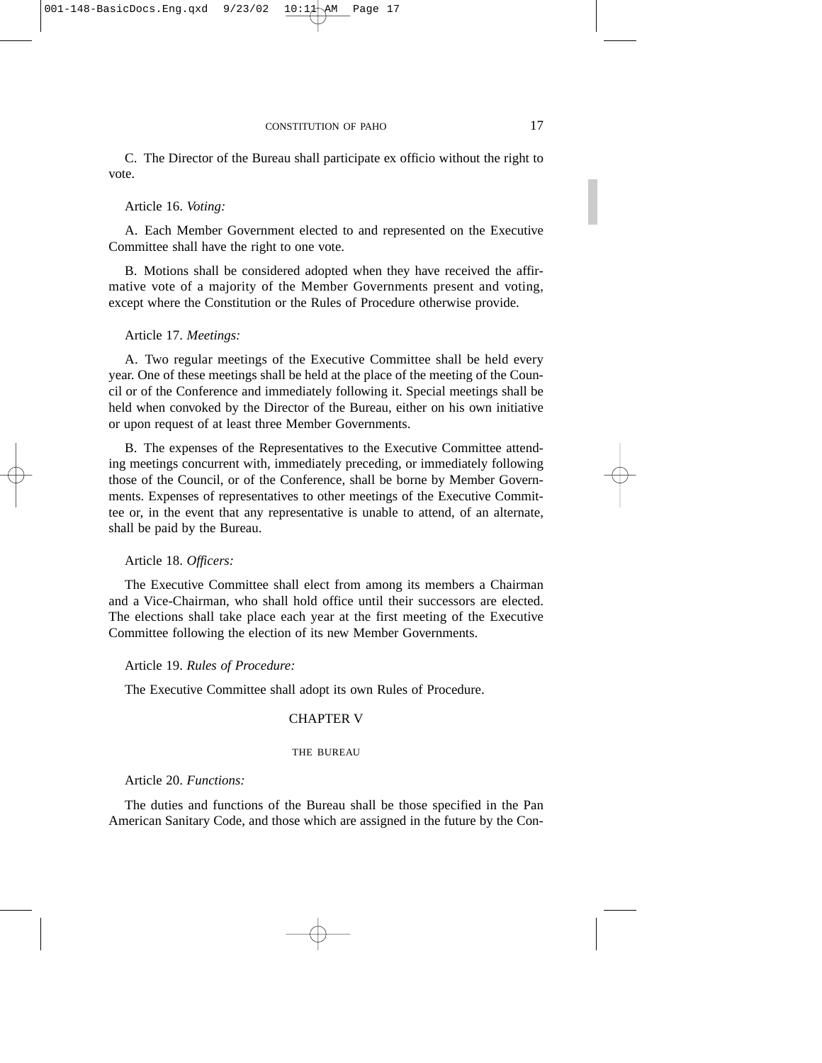C. The Director of the Bureau shall participate ex officio without the right to vote.

Article 16. *Voting:*

A. Each Member Government elected to and represented on the Executive Committee shall have the right to one vote.

B. Motions shall be considered adopted when they have received the affirmative vote of a majority of the Member Governments present and voting, except where the Constitution or the Rules of Procedure otherwise provide.

Article 17. *Meetings:*

A. Two regular meetings of the Executive Committee shall be held every year. One of these meetings shall be held at the place of the meeting of the Council or of the Conference and immediately following it. Special meetings shall be held when convoked by the Director of the Bureau, either on his own initiative or upon request of at least three Member Governments.

B. The expenses of the Representatives to the Executive Committee attending meetings concurrent with, immediately preceding, or immediately following those of the Council, or of the Conference, shall be borne by Member Governments. Expenses of representatives to other meetings of the Executive Committee or, in the event that any representative is unable to attend, of an alternate, shall be paid by the Bureau.

Article 18. *Officers:*

The Executive Committee shall elect from among its members a Chairman and a Vice-Chairman, who shall hold office until their successors are elected. The elections shall take place each year at the first meeting of the Executive Committee following the election of its new Member Governments.

Article 19. *Rules of Procedure:*

The Executive Committee shall adopt its own Rules of Procedure.

## CHAPTER V

### THE BUREAU

Article 20. *Functions:*

The duties and functions of the Bureau shall be those specified in the Pan American Sanitary Code, and those which are assigned in the future by the Con-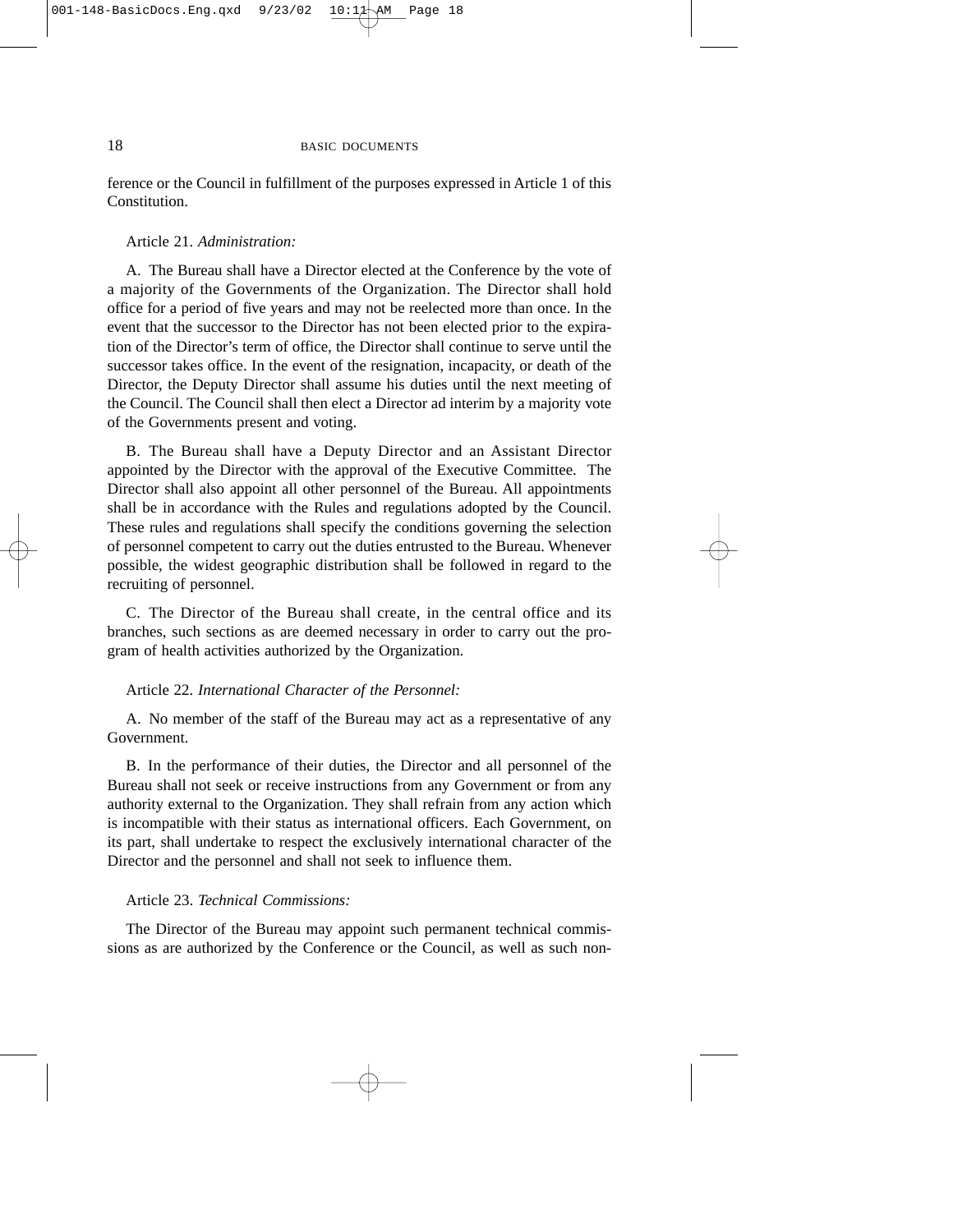ference or the Council in fulfillment of the purposes expressed in Article 1 of this Constitution.

Article 21. *Administration:*

A. The Bureau shall have a Director elected at the Conference by the vote of a majority of the Governments of the Organization. The Director shall hold office for a period of five years and may not be reelected more than once. In the event that the successor to the Director has not been elected prior to the expiration of the Director's term of office, the Director shall continue to serve until the successor takes office. In the event of the resignation, incapacity, or death of the Director, the Deputy Director shall assume his duties until the next meeting of the Council. The Council shall then elect a Director ad interim by a majority vote of the Governments present and voting.

B. The Bureau shall have a Deputy Director and an Assistant Director appointed by the Director with the approval of the Executive Committee. The Director shall also appoint all other personnel of the Bureau. All appointments shall be in accordance with the Rules and regulations adopted by the Council. These rules and regulations shall specify the conditions governing the selection of personnel competent to carry out the duties entrusted to the Bureau. Whenever possible, the widest geographic distribution shall be followed in regard to the recruiting of personnel.

C. The Director of the Bureau shall create, in the central office and its branches, such sections as are deemed necessary in order to carry out the program of health activities authorized by the Organization.

Article 22. *International Character of the Personnel:*

A. No member of the staff of the Bureau may act as a representative of any Government.

B. In the performance of their duties, the Director and all personnel of the Bureau shall not seek or receive instructions from any Government or from any authority external to the Organization. They shall refrain from any action which is incompatible with their status as international officers. Each Government, on its part, shall undertake to respect the exclusively international character of the Director and the personnel and shall not seek to influence them.

Article 23. *Technical Commissions:*

The Director of the Bureau may appoint such permanent technical commissions as are authorized by the Conference or the Council, as well as such non-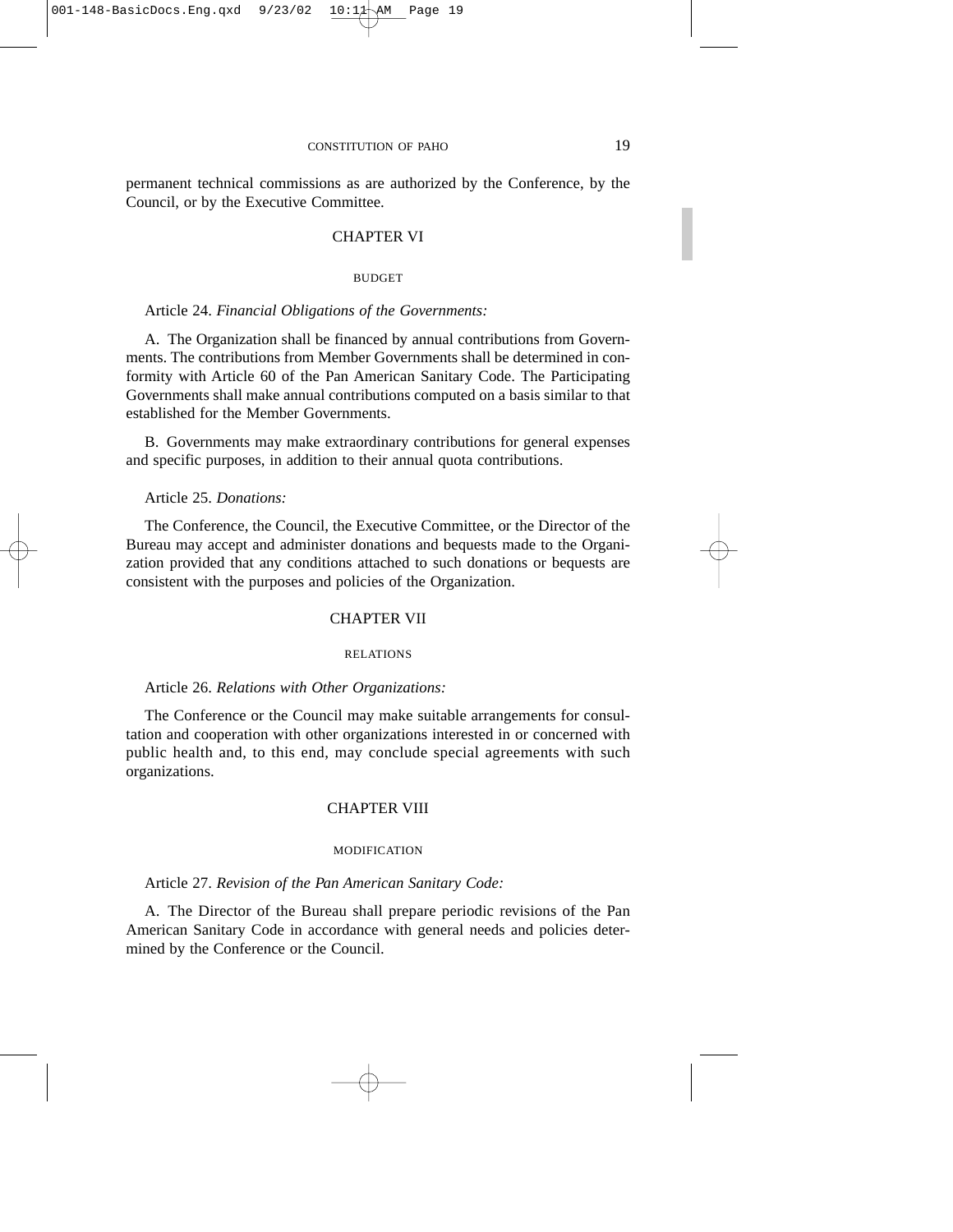permanent technical commissions as are authorized by the Conference, by the Council, or by the Executive Committee.

## CHAPTER VI

### BUDGET

Article 24. *Financial Obligations of the Governments:*

A. The Organization shall be financed by annual contributions from Governments. The contributions from Member Governments shall be determined in conformity with Article 60 of the Pan American Sanitary Code. The Participating Governments shall make annual contributions computed on a basis similar to that established for the Member Governments.

B. Governments may make extraordinary contributions for general expenses and specific purposes, in addition to their annual quota contributions.

Article 25. *Donations:*

The Conference, the Council, the Executive Committee, or the Director of the Bureau may accept and administer donations and bequests made to the Organization provided that any conditions attached to such donations or bequests are consistent with the purposes and policies of the Organization.

## CHAPTER VII

### RELATIONS

Article 26. *Relations with Other Organizations:*

The Conference or the Council may make suitable arrangements for consultation and cooperation with other organizations interested in or concerned with public health and, to this end, may conclude special agreements with such organizations.

## CHAPTER VIII

### MODIFICATION

Article 27. *Revision of the Pan American Sanitary Code:*

A. The Director of the Bureau shall prepare periodic revisions of the Pan American Sanitary Code in accordance with general needs and policies determined by the Conference or the Council.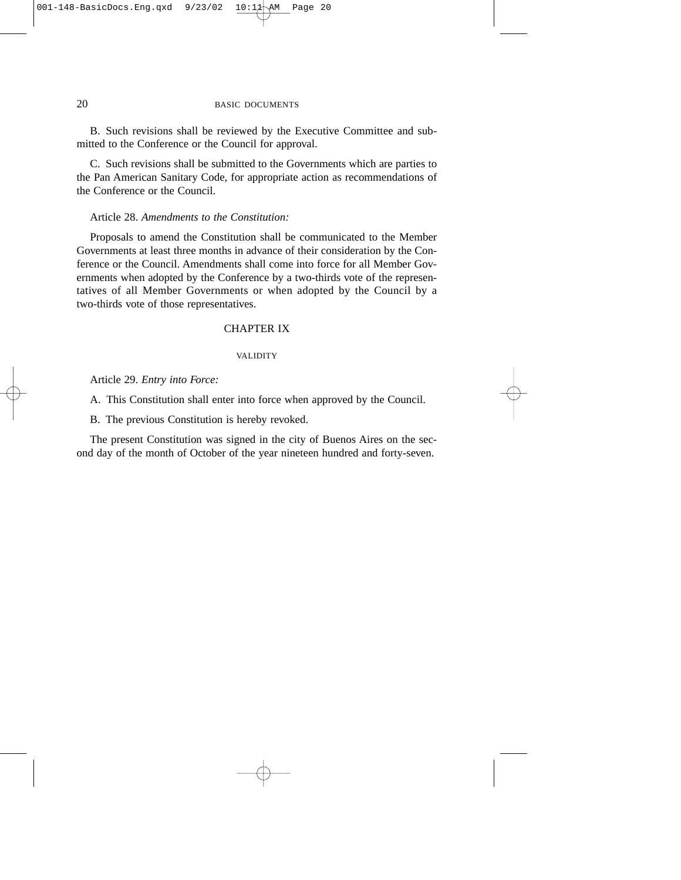B. Such revisions shall be reviewed by the Executive Committee and submitted to the Conference or the Council for approval.

C. Such revisions shall be submitted to the Governments which are parties to the Pan American Sanitary Code, for appropriate action as recommendations of the Conference or the Council.

Article 28. *Amendments to the Constitution:*

Proposals to amend the Constitution shall be communicated to the Member Governments at least three months in advance of their consideration by the Conference or the Council. Amendments shall come into force for all Member Governments when adopted by the Conference by a two-thirds vote of the representatives of all Member Governments or when adopted by the Council by a two-thirds vote of those representatives.

## CHAPTER IX

### VALIDITY

Article 29. *Entry into Force:*

A. This Constitution shall enter into force when approved by the Council.

B. The previous Constitution is hereby revoked.

The present Constitution was signed in the city of Buenos Aires on the second day of the month of October of the year nineteen hundred and forty-seven.